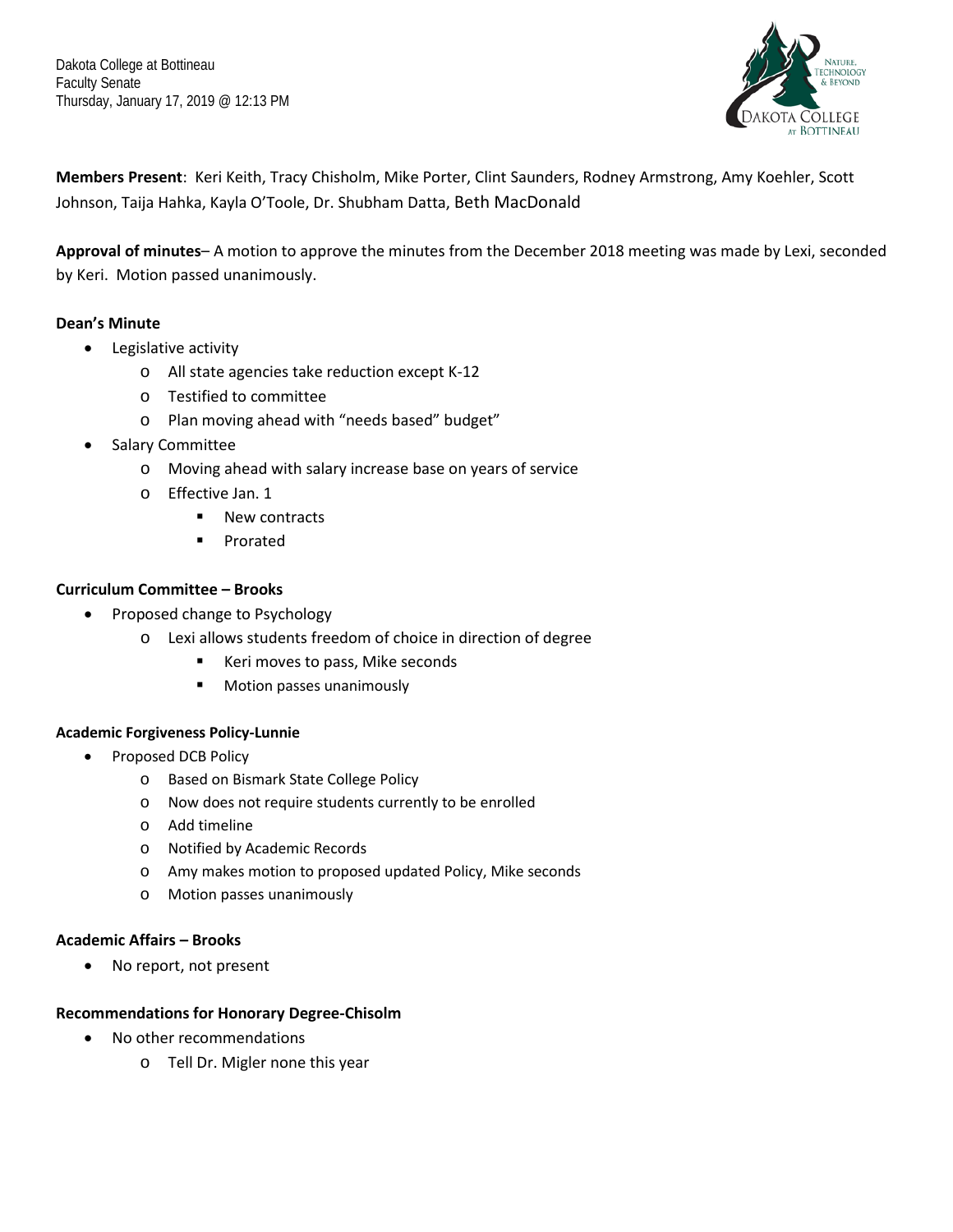Dakota College at Bottineau
Faculty Senate
Thursday, January 17, 2019 @ 12:13 PM

**Members Present**: Keri Keith, Tracy Chisholm, Mike Porter, Clint Saunders, Rodney Armstrong, Amy Koehler, Scott Johnson, Taija Hahka, Kayla O'Toole, Dr. Shubham Datta, Beth MacDonald

**Approval of minutes**– A motion to approve the minutes from the December 2018 meeting was made by Lexi, seconded by Keri. Motion passed unanimously.

**Dean's Minute**

- Legislative activity
  - All state agencies take reduction except K-12
  - Testified to committee
  - Plan moving ahead with "needs based" budget"
- Salary Committee
  - Moving ahead with salary increase base on years of service
  - Effective Jan. 1
    - New contracts
    - Prorated

**Curriculum Committee – Brooks**

- Proposed change to Psychology
  - Lexi allows students freedom of choice in direction of degree
    - Keri moves to pass, Mike seconds
    - Motion passes unanimously

**Academic Forgiveness Policy-Lunnie**

- Proposed DCB Policy
  - Based on Bismark State College Policy
  - Now does not require students currently to be enrolled
  - Add timeline
  - Notified by Academic Records
  - Amy makes motion to proposed updated Policy, Mike seconds
  - Motion passes unanimously

**Academic Affairs – Brooks**

- No report, not present

**Recommendations for Honorary Degree-Chisolm**

- No other recommendations
  - Tell Dr. Migler none this year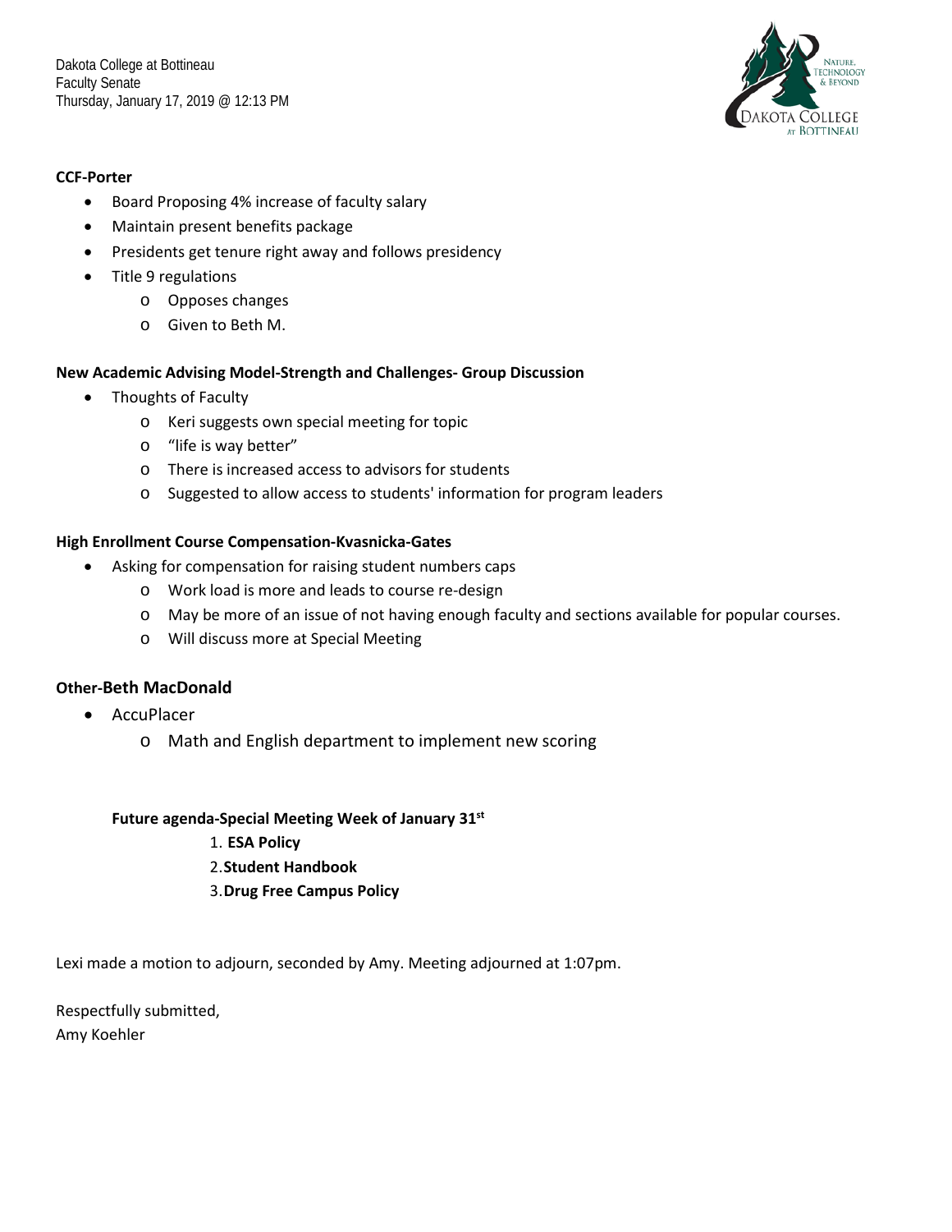Dakota College at Bottineau
Faculty Senate
Thursday, January 17, 2019 @ 12:13 PM

**CCF-Porter**

- Board Proposing 4% increase of faculty salary
- Maintain present benefits package
- Presidents get tenure right away and follows presidency
- Title 9 regulations
  - Opposes changes
  - Given to Beth M.

**New Academic Advising Model-Strength and Challenges- Group Discussion**

- Thoughts of Faculty
  - Keri suggests own special meeting for topic
  - "life is way better"
  - There is increased access to advisors for students
  - Suggested to allow access to students' information for program leaders

**High Enrollment Course Compensation-Kvasnicka-Gates**

- Asking for compensation for raising student numbers caps
  - Work load is more and leads to course re-design
  - May be more of an issue of not having enough faculty and sections available for popular courses.
  - Will discuss more at Special Meeting

**Other-Beth MacDonald**

- AccuPlacer
  - Math and English department to implement new scoring

**Future agenda-Special Meeting Week of January 31st**

1. **ESA Policy**
2. **Student Handbook**
3. **Drug Free Campus Policy**

Lexi made a motion to adjourn, seconded by Amy. Meeting adjourned at 1:07pm.

Respectfully submitted,
Amy Koehler